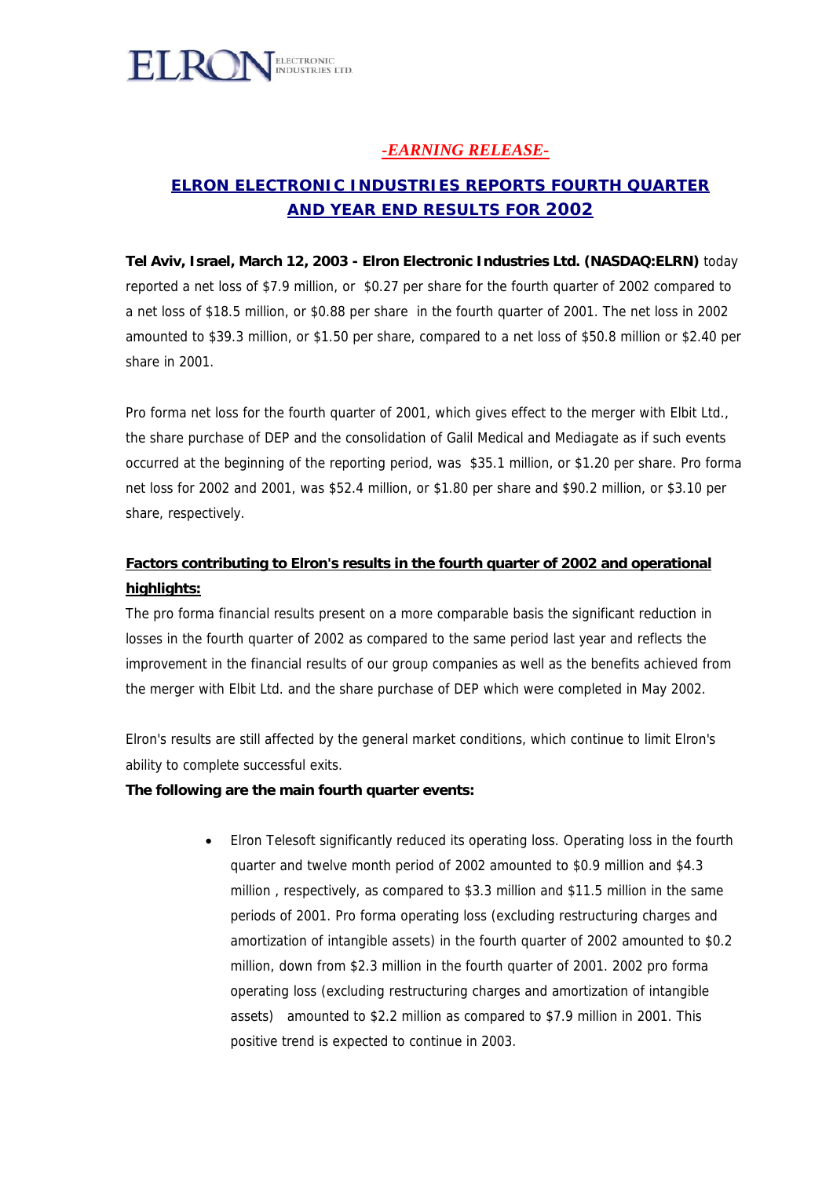ELRON ELECTRONIC INDUSTRIES LTD.

*-EARNING RELEASE-*

# ELRON ELECTRONIC INDUSTRIES REPORTS FOURTH QUARTER AND YEAR END RESULTS FOR 2002

**Tel Aviv, Israel, March 12, 2003 - Elron Electronic Industries Ltd. (NASDAQ:ELRN)** today reported a net loss of $7.9 million, or $0.27 per share for the fourth quarter of 2002 compared to a net loss of $18.5 million, or $0.88 per share in the fourth quarter of 2001. The net loss in 2002 amounted to $39.3 million, or $1.50 per share, compared to a net loss of $50.8 million or $2.40 per share in 2001.

Pro forma net loss for the fourth quarter of 2001, which gives effect to the merger with Elbit Ltd., the share purchase of DEP and the consolidation of Galil Medical and Mediagate as if such events occurred at the beginning of the reporting period, was $35.1 million, or $1.20 per share. Pro forma net loss for 2002 and 2001, was $52.4 million, or $1.80 per share and $90.2 million, or $3.10 per share, respectively.

**Factors contributing to Elron's results in the fourth quarter of 2002 and operational highlights:**

The pro forma financial results present on a more comparable basis the significant reduction in losses in the fourth quarter of 2002 as compared to the same period last year and reflects the improvement in the financial results of our group companies as well as the benefits achieved from the merger with Elbit Ltd. and the share purchase of DEP which were completed in May 2002.

Elron's results are still affected by the general market conditions, which continue to limit Elron's ability to complete successful exits.

**The following are the main fourth quarter events:**

- Elron Telesoft significantly reduced its operating loss. Operating loss in the fourth quarter and twelve month period of 2002 amounted to $0.9 million and $4.3 million , respectively, as compared to $3.3 million and $11.5 million in the same periods of 2001. Pro forma operating loss (excluding restructuring charges and amortization of intangible assets) in the fourth quarter of 2002 amounted to $0.2 million, down from $2.3 million in the fourth quarter of 2001. 2002 pro forma operating loss (excluding restructuring charges and amortization of intangible assets) amounted to $2.2 million as compared to $7.9 million in 2001. This positive trend is expected to continue in 2003.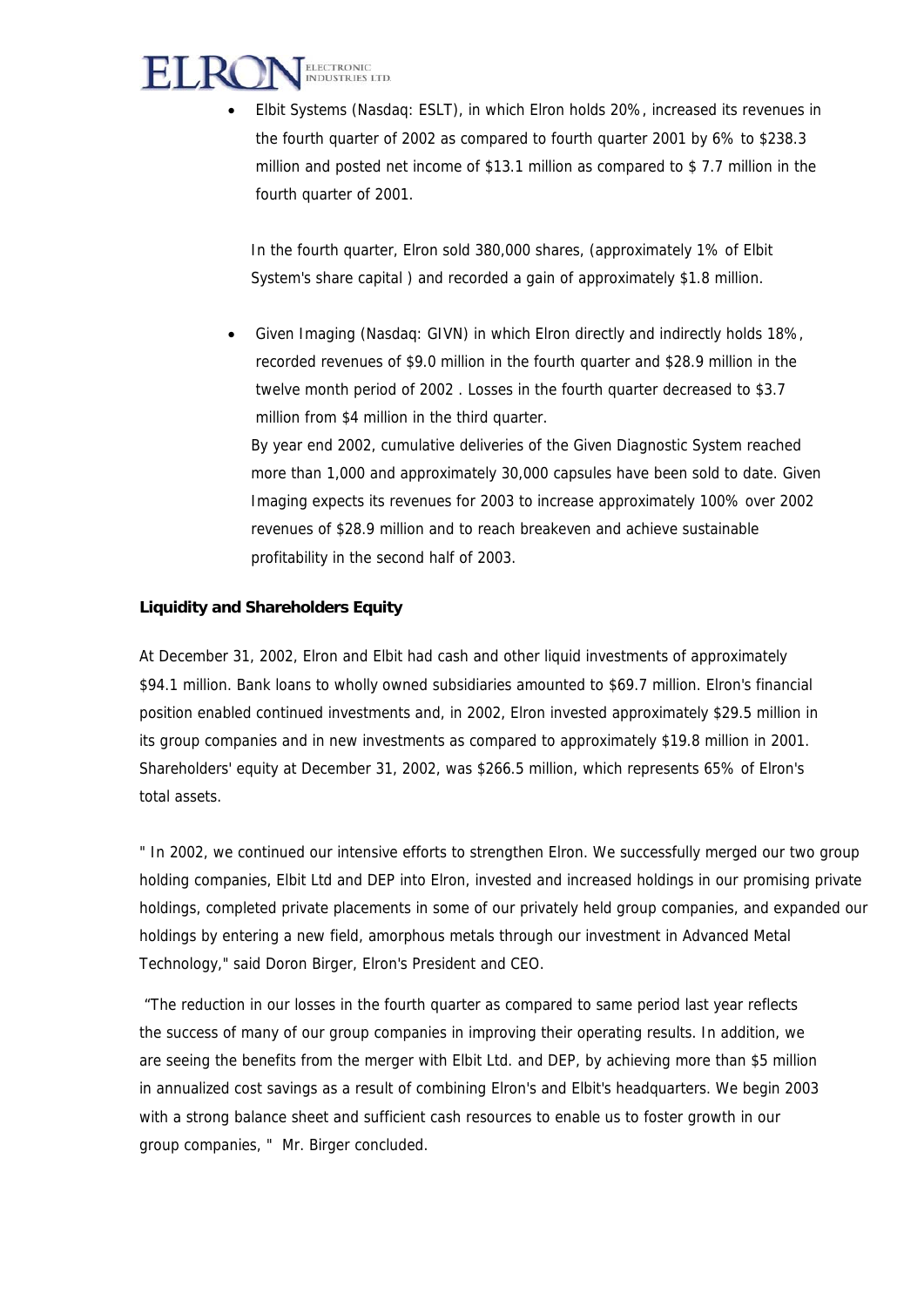- Elbit Systems (Nasdaq: ESLT), in which Elron holds 20%, increased its revenues in the fourth quarter of 2002 as compared to fourth quarter 2001 by 6% to $238.3 million and posted net income of $13.1 million as compared to $ 7.7 million in the fourth quarter of 2001.

  In the fourth quarter, Elron sold 380,000 shares, (approximately 1% of Elbit System's share capital ) and recorded a gain of approximately $1.8 million.

- Given Imaging (Nasdaq: GIVN) in which Elron directly and indirectly holds 18%, recorded revenues of $9.0 million in the fourth quarter and $28.9 million in the twelve month period of 2002 . Losses in the fourth quarter decreased to $3.7 million from $4 million in the third quarter.

  By year end 2002, cumulative deliveries of the Given Diagnostic System reached more than 1,000 and approximately 30,000 capsules have been sold to date. Given Imaging expects its revenues for 2003 to increase approximately 100% over 2002 revenues of $28.9 million and to reach breakeven and achieve sustainable profitability in the second half of 2003.

**Liquidity and Shareholders Equity**

At December 31, 2002, Elron and Elbit had cash and other liquid investments of approximately $94.1 million. Bank loans to wholly owned subsidiaries amounted to $69.7 million. Elron's financial position enabled continued investments and, in 2002, Elron invested approximately $29.5 million in its group companies and in new investments as compared to approximately $19.8 million in 2001. Shareholders' equity at December 31, 2002, was $266.5 million, which represents 65% of Elron's total assets.

" In 2002, we continued our intensive efforts to strengthen Elron. We successfully merged our two group holding companies, Elbit Ltd and DEP into Elron, invested and increased holdings in our promising private holdings, completed private placements in some of our privately held group companies, and expanded our holdings by entering a new field, amorphous metals through our investment in Advanced Metal Technology," said Doron Birger, Elron's President and CEO.

"The reduction in our losses in the fourth quarter as compared to same period last year reflects the success of many of our group companies in improving their operating results. In addition, we are seeing the benefits from the merger with Elbit Ltd. and DEP, by achieving more than $5 million in annualized cost savings as a result of combining Elron's and Elbit's headquarters. We begin 2003 with a strong balance sheet and sufficient cash resources to enable us to foster growth in our group companies, " Mr. Birger concluded.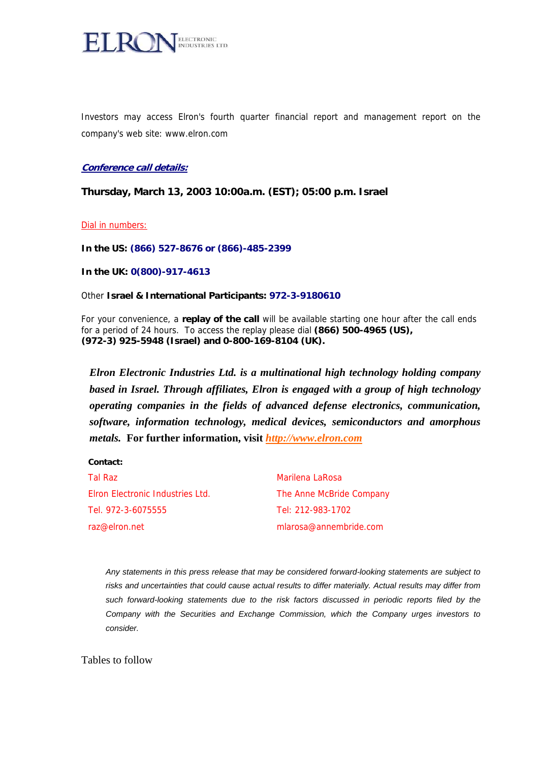Investors may access Elron's fourth quarter financial report and management report on the company's web site: www.elron.com

***Conference call details:***

**Thursday, March 13, 2003 10:00a.m. (EST); 05:00 p.m. Israel**

Dial in numbers:

**In the US: (866) 527-8676 or (866)-485-2399**

**In the UK: 0(800)-917-4613**

Other **Israel & International Participants: 972-3-9180610**

For your convenience, a **replay of the call** will be available starting one hour after the call ends for a period of 24 hours. To access the replay please dial **(866) 500-4965 (US), (972-3) 925-5948 (Israel) and 0-800-169-8104 (UK).**

***Elron Electronic Industries Ltd. is a multinational high technology holding company based in Israel. Through affiliates, Elron is engaged with a group of high technology operating companies in the fields of advanced defense electronics, communication, software, information technology, medical devices, semiconductors and amorphous metals.*** **For further information, visit *http://www.elron.com***

**Contact:**

Tal Raz
Elron Electronic Industries Ltd.
Tel. 972-3-6075555
raz@elron.net

Marilena LaRosa
The Anne McBride Company
Tel: 212-983-1702
mlarosa@annembride.com

*Any statements in this press release that may be considered forward-looking statements are subject to risks and uncertainties that could cause actual results to differ materially. Actual results may differ from such forward-looking statements due to the risk factors discussed in periodic reports filed by the Company with the Securities and Exchange Commission, which the Company urges investors to consider.*

Tables to follow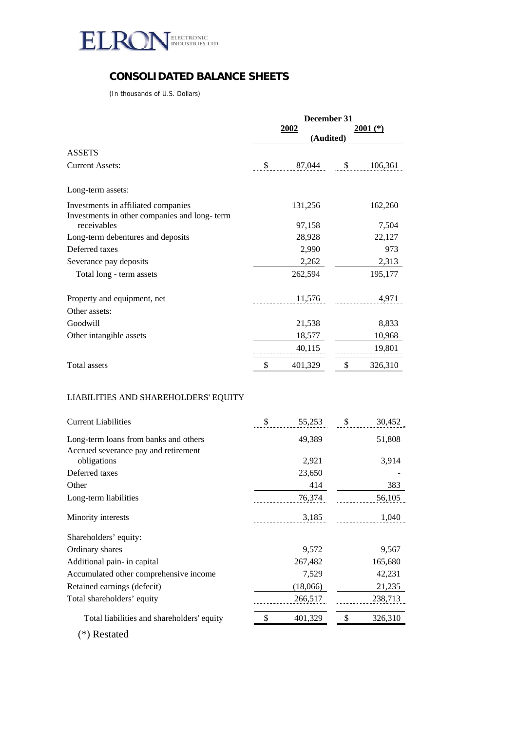ELRON ELECTRONIC INDUSTRIES LTD.

## CONSOLIDATED BALANCE SHEETS

(In thousands of U.S. Dollars)

| | December 31 | |
|---|---|---|
| | 2002 | 2001 (*) |
| | (Audited) | |
| **ASSETS** | | |
| Current Assets: | $ 87,044 | $ 106,361 |
| Long-term assets: | | |
| Investments in affiliated companies | 131,256 | 162,260 |
| Investments in other companies and long- term receivables | 97,158 | 7,504 |
| Long-term debentures and deposits | 28,928 | 22,127 |
| Deferred taxes | 2,990 | 973 |
| Severance pay deposits | 2,262 | 2,313 |
| Total long - term assets | 262,594 | 195,177 |
| Property and equipment, net | 11,576 | 4,971 |
| Other assets: | | |
| Goodwill | 21,538 | 8,833 |
| Other intangible assets | 18,577 | 10,968 |
| | 40,115 | 19,801 |
| Total assets | $ 401,329 | $ 326,310 |
| **LIABILITIES AND SHAREHOLDERS' EQUITY** | | |
| Current Liabilities | $ 55,253 | $ 30,452 |
| Long-term loans from banks and others | 49,389 | 51,808 |
| Accrued severance pay and retirement obligations | 2,921 | 3,914 |
| Deferred taxes | 23,650 | - |
| Other | 414 | 383 |
| Long-term liabilities | 76,374 | 56,105 |
| Minority interests | 3,185 | 1,040 |
| Shareholders' equity: | | |
| Ordinary shares | 9,572 | 9,567 |
| Additional pain- in capital | 267,482 | 165,680 |
| Accumulated other comprehensive income | 7,529 | 42,231 |
| Retained earnings (defecit) | (18,066) | 21,235 |
| Total shareholders' equity | 266,517 | 238,713 |
| Total liabilities and shareholders' equity | $ 401,329 | $ 326,310 |

(*) Restated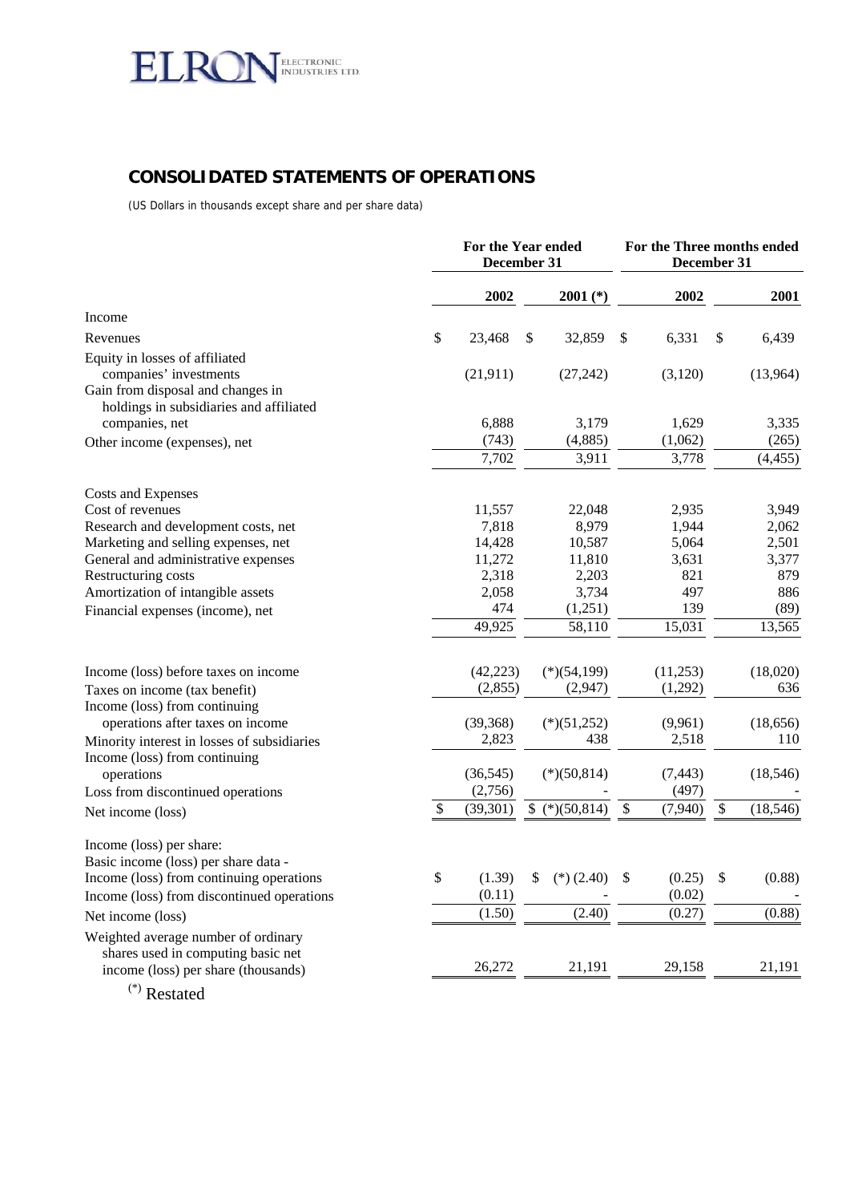ELRON ELECTRONIC INDUSTRIES LTD.

## CONSOLIDATED STATEMENTS OF OPERATIONS

(US Dollars in thousands except share and per share data)

| | For the Year ended December 31 | | For the Three months ended December 31 | |
|---|---|---|---|---|
| | 2002 | 2001 (*) | 2002 | 2001 |
| Income | | | | |
| Revenues | $ 23,468 | $ 32,859 | $ 6,331 | $ 6,439 |
| Equity in losses of affiliated companies' investments | (21,911) | (27,242) | (3,120) | (13,964) |
| Gain from disposal and changes in holdings in subsidiaries and affiliated companies, net | 6,888 | 3,179 | 1,629 | 3,335 |
| Other income (expenses), net | (743) | (4,885) | (1,062) | (265) |
| | 7,702 | 3,911 | 3,778 | (4,455) |
| Costs and Expenses | | | | |
| Cost of revenues | 11,557 | 22,048 | 2,935 | 3,949 |
| Research and development costs, net | 7,818 | 8,979 | 1,944 | 2,062 |
| Marketing and selling expenses, net | 14,428 | 10,587 | 5,064 | 2,501 |
| General and administrative expenses | 11,272 | 11,810 | 3,631 | 3,377 |
| Restructuring costs | 2,318 | 2,203 | 821 | 879 |
| Amortization of intangible assets | 2,058 | 3,734 | 497 | 886 |
| Financial expenses (income), net | 474 | (1,251) | 139 | (89) |
| | 49,925 | 58,110 | 15,031 | 13,565 |
| Income (loss) before taxes on income | (42,223) | (*)(54,199) | (11,253) | (18,020) |
| Taxes on income (tax benefit) | (2,855) | (2,947) | (1,292) | 636 |
| Income (loss) from continuing operations after taxes on income | (39,368) | (*)(51,252) | (9,961) | (18,656) |
| Minority interest in losses of subsidiaries | 2,823 | 438 | 2,518 | 110 |
| Income (loss) from continuing operations | (36,545) | (*)(50,814) | (7,443) | (18,546) |
| Loss from discontinued operations | (2,756) | - | (497) | - |
| Net income (loss) | $ (39,301) | $ (*)(50,814) | $ (7,940) | $ (18,546) |
| Income (loss) per share: | | | | |
| Basic income (loss) per share data - | | | | |
| Income (loss) from continuing operations | $ (1.39) | $ (*) (2.40) | $ (0.25) | $ (0.88) |
| Income (loss) from discontinued operations | (0.11) | - | (0.02) | - |
| Net income (loss) | (1.50) | (2.40) | (0.27) | (0.88) |
| Weighted average number of ordinary shares used in computing basic net income (loss) per share (thousands) | 26,272 | 21,191 | 29,158 | 21,191 |

(*) Restated